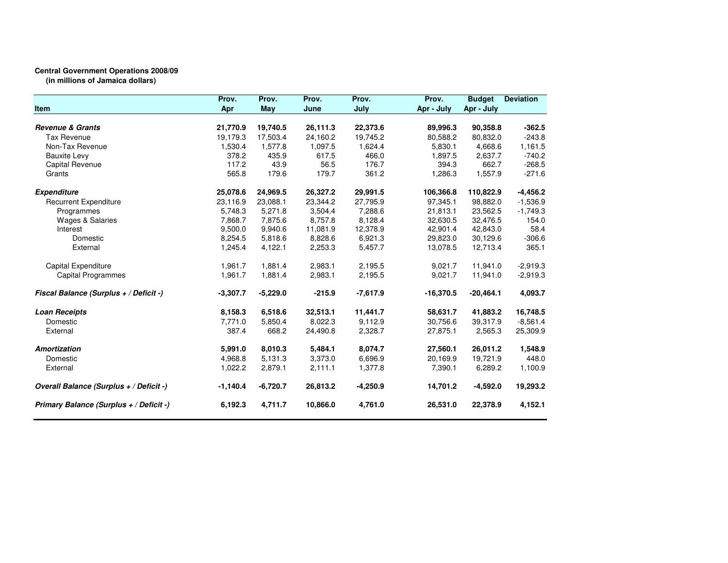**Central Government Operations 2008/09**
**(in millions of Jamaica dollars)**

| Item | Prov. Apr | Prov. May | Prov. June | Prov. July | Prov. Apr - July | Budget Apr - July | Deviation |
|---|---|---|---|---|---|---|---|
| ***Revenue & Grants*** | **21,770.9** | **19,740.5** | **26,111.3** | **22,373.6** | **89,996.3** | **90,358.8** | **-362.5** |
| Tax Revenue | 19,179.3 | 17,503.4 | 24,160.2 | 19,745.2 | 80,588.2 | 80,832.0 | -243.8 |
| Non-Tax Revenue | 1,530.4 | 1,577.8 | 1,097.5 | 1,624.4 | 5,830.1 | 4,668.6 | 1,161.5 |
| Bauxite Levy | 378.2 | 435.9 | 617.5 | 466.0 | 1,897.5 | 2,637.7 | -740.2 |
| Capital Revenue | 117.2 | 43.9 | 56.5 | 176.7 | 394.3 | 662.7 | -268.5 |
| Grants | 565.8 | 179.6 | 179.7 | 361.2 | 1,286.3 | 1,557.9 | -271.6 |
| ***Expenditure*** | **25,078.6** | **24,969.5** | **26,327.2** | **29,991.5** | **106,366.8** | **110,822.9** | **-4,456.2** |
| Recurrent Expenditure | 23,116.9 | 23,088.1 | 23,344.2 | 27,795.9 | 97,345.1 | 98,882.0 | -1,536.9 |
| Programmes | 5,748.3 | 5,271.8 | 3,504.4 | 7,288.6 | 21,813.1 | 23,562.5 | -1,749.3 |
| Wages & Salaries | 7,868.7 | 7,875.6 | 8,757.8 | 8,128.4 | 32,630.5 | 32,476.5 | 154.0 |
| Interest | 9,500.0 | 9,940.6 | 11,081.9 | 12,378.9 | 42,901.4 | 42,843.0 | 58.4 |
| Domestic | 8,254.5 | 5,818.6 | 8,828.6 | 6,921.3 | 29,823.0 | 30,129.6 | -306.6 |
| External | 1,245.4 | 4,122.1 | 2,253.3 | 5,457.7 | 13,078.5 | 12,713.4 | 365.1 |
| Capital Expenditure | 1,961.7 | 1,881.4 | 2,983.1 | 2,195.5 | 9,021.7 | 11,941.0 | -2,919.3 |
| Capital Programmes | 1,961.7 | 1,881.4 | 2,983.1 | 2,195.5 | 9,021.7 | 11,941.0 | -2,919.3 |
| ***Fiscal Balance (Surplus + / Deficit -)*** | **-3,307.7** | **-5,229.0** | **-215.9** | **-7,617.9** | **-16,370.5** | **-20,464.1** | **4,093.7** |
| ***Loan Receipts*** | **8,158.3** | **6,518.6** | **32,513.1** | **11,441.7** | **58,631.7** | **41,883.2** | **16,748.5** |
| Domestic | 7,771.0 | 5,850.4 | 8,022.3 | 9,112.9 | 30,756.6 | 39,317.9 | -8,561.4 |
| External | 387.4 | 668.2 | 24,490.8 | 2,328.7 | 27,875.1 | 2,565.3 | 25,309.9 |
| ***Amortization*** | **5,991.0** | **8,010.3** | **5,484.1** | **8,074.7** | **27,560.1** | **26,011.2** | **1,548.9** |
| Domestic | 4,968.8 | 5,131.3 | 3,373.0 | 6,696.9 | 20,169.9 | 19,721.9 | 448.0 |
| External | 1,022.2 | 2,879.1 | 2,111.1 | 1,377.8 | 7,390.1 | 6,289.2 | 1,100.9 |
| ***Overall Balance (Surplus + / Deficit -)*** | **-1,140.4** | **-6,720.7** | **26,813.2** | **-4,250.9** | **14,701.2** | **-4,592.0** | **19,293.2** |
| ***Primary Balance (Surplus + / Deficit -)*** | **6,192.3** | **4,711.7** | **10,866.0** | **4,761.0** | **26,531.0** | **22,378.9** | **4,152.1** |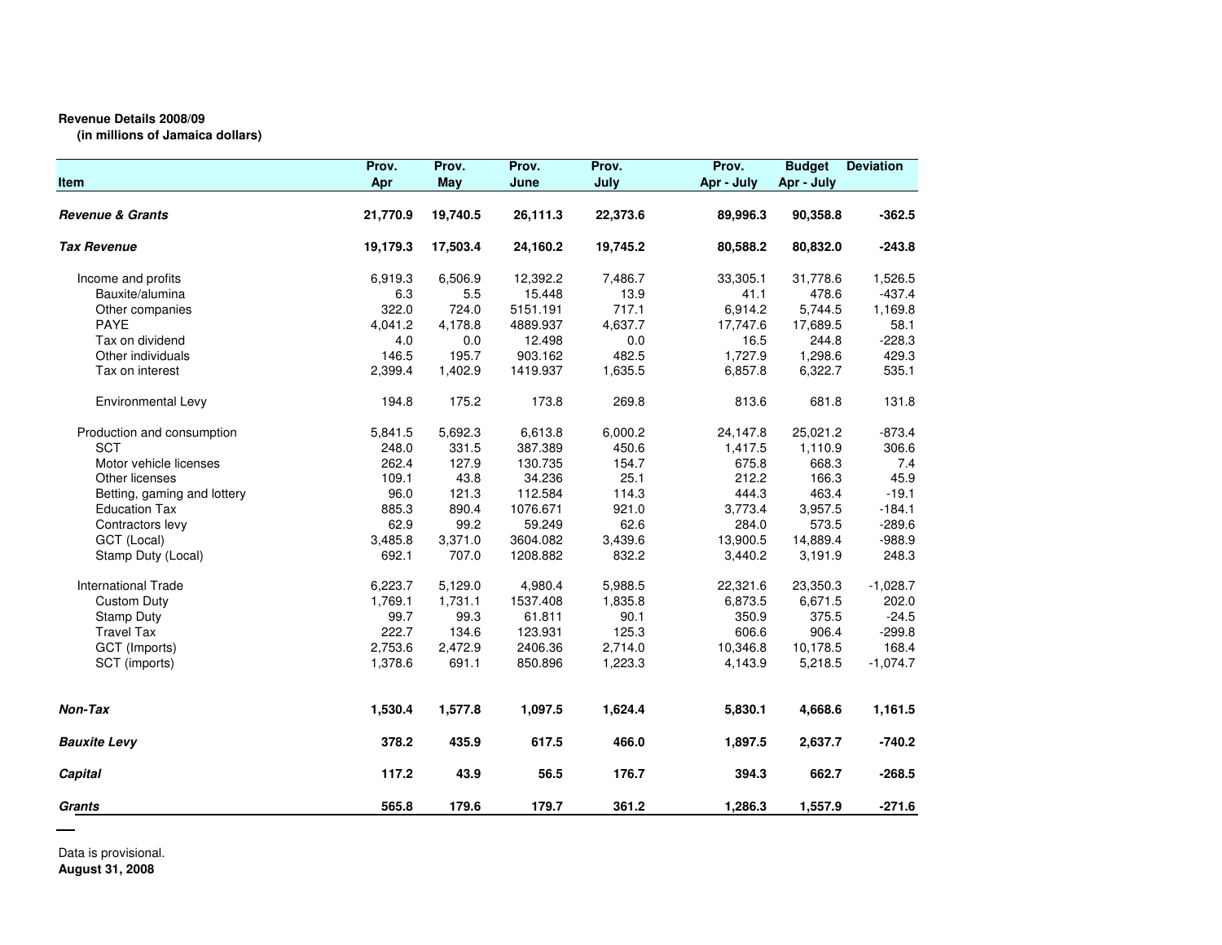**Revenue Details 2008/09**
**(in millions of Jamaica dollars)**

| Item | Prov. Apr | Prov. May | Prov. June | Prov. July | Prov. Apr - July | Budget Apr - July | Deviation |
|---|---|---|---|---|---|---|---|
| ***Revenue & Grants*** | **21,770.9** | **19,740.5** | **26,111.3** | **22,373.6** | **89,996.3** | **90,358.8** | **-362.5** |
| ***Tax Revenue*** | **19,179.3** | **17,503.4** | **24,160.2** | **19,745.2** | **80,588.2** | **80,832.0** | **-243.8** |
| Income and profits | 6,919.3 | 6,506.9 | 12,392.2 | 7,486.7 | 33,305.1 | 31,778.6 | 1,526.5 |
| Bauxite/alumina | 6.3 | 5.5 | 15.448 | 13.9 | 41.1 | 478.6 | -437.4 |
| Other companies | 322.0 | 724.0 | 5151.191 | 717.1 | 6,914.2 | 5,744.5 | 1,169.8 |
| PAYE | 4,041.2 | 4,178.8 | 4889.937 | 4,637.7 | 17,747.6 | 17,689.5 | 58.1 |
| Tax on dividend | 4.0 | 0.0 | 12.498 | 0.0 | 16.5 | 244.8 | -228.3 |
| Other individuals | 146.5 | 195.7 | 903.162 | 482.5 | 1,727.9 | 1,298.6 | 429.3 |
| Tax on interest | 2,399.4 | 1,402.9 | 1419.937 | 1,635.5 | 6,857.8 | 6,322.7 | 535.1 |
| Environmental Levy | 194.8 | 175.2 | 173.8 | 269.8 | 813.6 | 681.8 | 131.8 |
| Production and consumption | 5,841.5 | 5,692.3 | 6,613.8 | 6,000.2 | 24,147.8 | 25,021.2 | -873.4 |
| SCT | 248.0 | 331.5 | 387.389 | 450.6 | 1,417.5 | 1,110.9 | 306.6 |
| Motor vehicle licenses | 262.4 | 127.9 | 130.735 | 154.7 | 675.8 | 668.3 | 7.4 |
| Other licenses | 109.1 | 43.8 | 34.236 | 25.1 | 212.2 | 166.3 | 45.9 |
| Betting, gaming and lottery | 96.0 | 121.3 | 112.584 | 114.3 | 444.3 | 463.4 | -19.1 |
| Education Tax | 885.3 | 890.4 | 1076.671 | 921.0 | 3,773.4 | 3,957.5 | -184.1 |
| Contractors levy | 62.9 | 99.2 | 59.249 | 62.6 | 284.0 | 573.5 | -289.6 |
| GCT (Local) | 3,485.8 | 3,371.0 | 3604.082 | 3,439.6 | 13,900.5 | 14,889.4 | -988.9 |
| Stamp Duty (Local) | 692.1 | 707.0 | 1208.882 | 832.2 | 3,440.2 | 3,191.9 | 248.3 |
| International Trade | 6,223.7 | 5,129.0 | 4,980.4 | 5,988.5 | 22,321.6 | 23,350.3 | -1,028.7 |
| Custom Duty | 1,769.1 | 1,731.1 | 1537.408 | 1,835.8 | 6,873.5 | 6,671.5 | 202.0 |
| Stamp Duty | 99.7 | 99.3 | 61.811 | 90.1 | 350.9 | 375.5 | -24.5 |
| Travel Tax | 222.7 | 134.6 | 123.931 | 125.3 | 606.6 | 906.4 | -299.8 |
| GCT (Imports) | 2,753.6 | 2,472.9 | 2406.36 | 2,714.0 | 10,346.8 | 10,178.5 | 168.4 |
| SCT (imports) | 1,378.6 | 691.1 | 850.896 | 1,223.3 | 4,143.9 | 5,218.5 | -1,074.7 |
| ***Non-Tax*** | **1,530.4** | **1,577.8** | **1,097.5** | **1,624.4** | **5,830.1** | **4,668.6** | **1,161.5** |
| ***Bauxite Levy*** | **378.2** | **435.9** | **617.5** | **466.0** | **1,897.5** | **2,637.7** | **-740.2** |
| ***Capital*** | **117.2** | **43.9** | **56.5** | **176.7** | **394.3** | **662.7** | **-268.5** |
| ***Grants*** | **565.8** | **179.6** | **179.7** | **361.2** | **1,286.3** | **1,557.9** | **-271.6** |

Data is provisional.
**August 31, 2008**